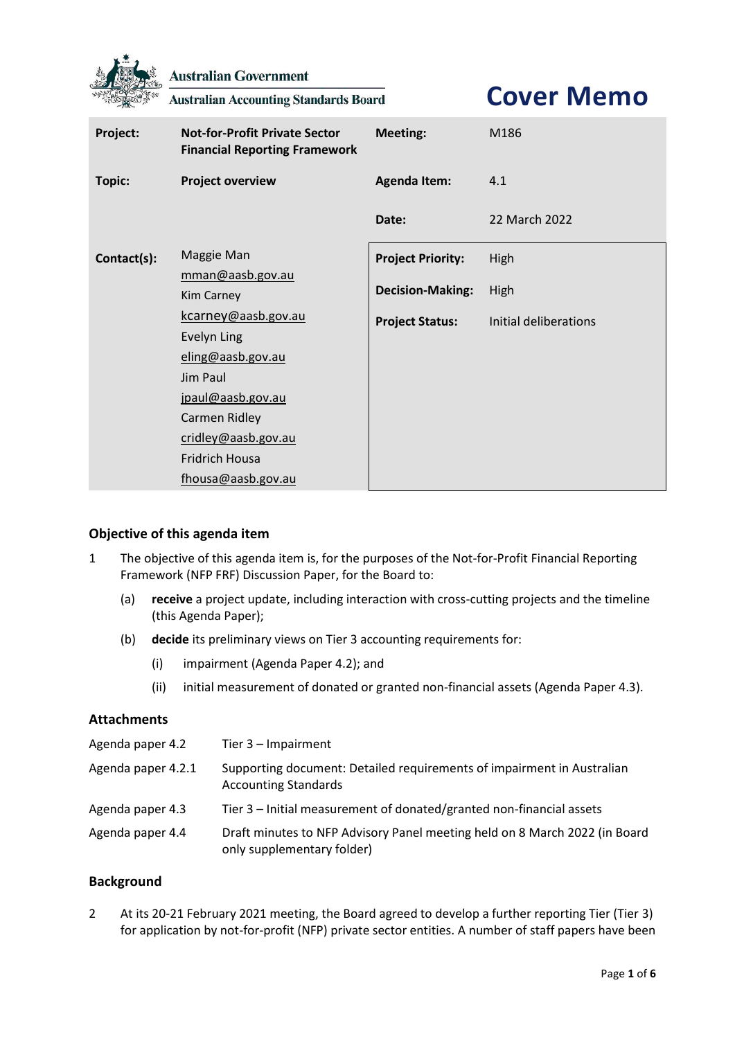Australian Government

Australian Accounting Standards Board

# Cover Memo

| Project: | Not-for-Profit Private Sector Financial Reporting Framework | Meeting: | M186 |
|---|---|---|---|
| Topic: | Project overview | Agenda Item: | 4.1 |
| | | Date: | 22 March 2022 |
| Contact(s): | Maggie Man<br>mman@aasb.gov.au<br>Kim Carney<br>kcarney@aasb.gov.au<br>Evelyn Ling<br>eling@aasb.gov.au<br>Jim Paul<br>jpaul@aasb.gov.au<br>Carmen Ridley<br>cridley@aasb.gov.au<br>Fridrich Housa<br>fhousa@aasb.gov.au | Project Priority:<br>Decision-Making:<br>Project Status: | High<br>High<br>Initial deliberations |

## Objective of this agenda item

1 The objective of this agenda item is, for the purposes of the Not-for-Profit Financial Reporting Framework (NFP FRF) Discussion Paper, for the Board to:

(a) **receive** a project update, including interaction with cross-cutting projects and the timeline (this Agenda Paper);

(b) **decide** its preliminary views on Tier 3 accounting requirements for:

(i) impairment (Agenda Paper 4.2); and

(ii) initial measurement of donated or granted non-financial assets (Agenda Paper 4.3).

## Attachments

| | |
|---|---|
| Agenda paper 4.2 | Tier 3 – Impairment |
| Agenda paper 4.2.1 | Supporting document: Detailed requirements of impairment in Australian Accounting Standards |
| Agenda paper 4.3 | Tier 3 – Initial measurement of donated/granted non-financial assets |
| Agenda paper 4.4 | Draft minutes to NFP Advisory Panel meeting held on 8 March 2022 (in Board only supplementary folder) |

## Background

2 At its 20-21 February 2021 meeting, the Board agreed to develop a further reporting Tier (Tier 3) for application by not-for-profit (NFP) private sector entities. A number of staff papers have been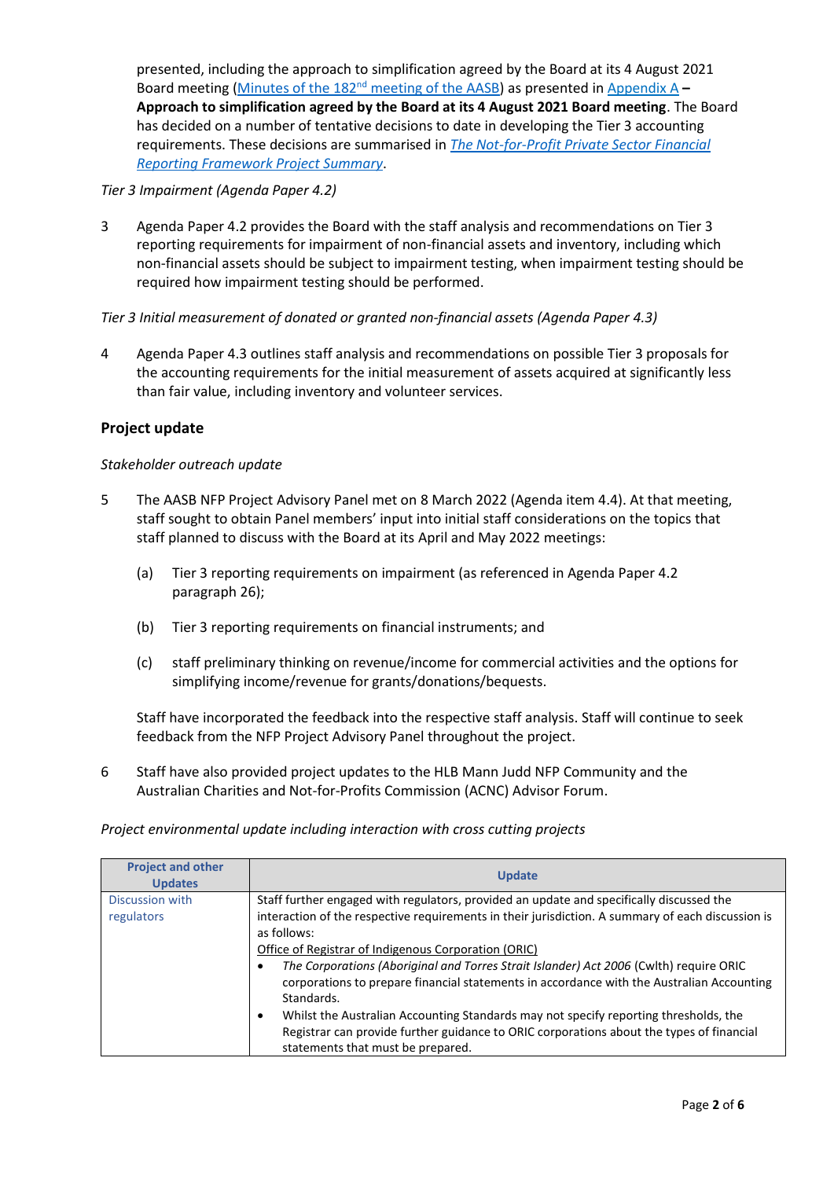presented, including the approach to simplification agreed by the Board at its 4 August 2021 Board meeting (Minutes of the 182nd meeting of the AASB) as presented in Appendix A – **Approach to simplification agreed by the Board at its 4 August 2021 Board meeting**. The Board has decided on a number of tentative decisions to date in developing the Tier 3 accounting requirements. These decisions are summarised in *The Not-for-Profit Private Sector Financial Reporting Framework Project Summary*.

*Tier 3 Impairment (Agenda Paper 4.2)*

3 Agenda Paper 4.2 provides the Board with the staff analysis and recommendations on Tier 3 reporting requirements for impairment of non-financial assets and inventory, including which non-financial assets should be subject to impairment testing, when impairment testing should be required how impairment testing should be performed.

*Tier 3 Initial measurement of donated or granted non-financial assets (Agenda Paper 4.3)*

4 Agenda Paper 4.3 outlines staff analysis and recommendations on possible Tier 3 proposals for the accounting requirements for the initial measurement of assets acquired at significantly less than fair value, including inventory and volunteer services.

## Project update

*Stakeholder outreach update*

5 The AASB NFP Project Advisory Panel met on 8 March 2022 (Agenda item 4.4). At that meeting, staff sought to obtain Panel members' input into initial staff considerations on the topics that staff planned to discuss with the Board at its April and May 2022 meetings:

   (a) Tier 3 reporting requirements on impairment (as referenced in Agenda Paper 4.2 paragraph 26);

   (b) Tier 3 reporting requirements on financial instruments; and

   (c) staff preliminary thinking on revenue/income for commercial activities and the options for simplifying income/revenue for grants/donations/bequests.

   Staff have incorporated the feedback into the respective staff analysis. Staff will continue to seek feedback from the NFP Project Advisory Panel throughout the project.

6 Staff have also provided project updates to the HLB Mann Judd NFP Community and the Australian Charities and Not-for-Profits Commission (ACNC) Advisor Forum.

*Project environmental update including interaction with cross cutting projects*

| Project and other Updates | Update |
|---|---|
| Discussion with regulators | Staff further engaged with regulators, provided an update and specifically discussed the interaction of the respective requirements in their jurisdiction. A summary of each discussion is as follows:<br>Office of Registrar of Indigenous Corporation (ORIC)<br>• *The Corporations (Aboriginal and Torres Strait Islander) Act 2006* (Cwlth) require ORIC corporations to prepare financial statements in accordance with the Australian Accounting Standards.<br>• Whilst the Australian Accounting Standards may not specify reporting thresholds, the Registrar can provide further guidance to ORIC corporations about the types of financial statements that must be prepared. |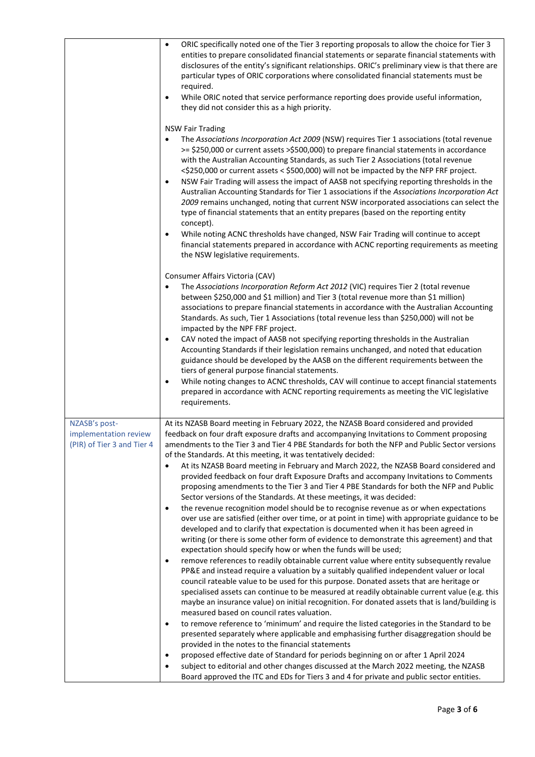| | |
|---|---|
| | • ORIC specifically noted one of the Tier 3 reporting proposals to allow the choice for Tier 3 entities to prepare consolidated financial statements or separate financial statements with disclosures of the entity's significant relationships. ORIC's preliminary view is that there are particular types of ORIC corporations where consolidated financial statements must be required.<br>• While ORIC noted that service performance reporting does provide useful information, they did not consider this as a high priority.<br><br>NSW Fair Trading<br>• The *Associations Incorporation Act 2009* (NSW) requires Tier 1 associations (total revenue >= $250,000 or current assets >$500,000) to prepare financial statements in accordance with the Australian Accounting Standards, as such Tier 2 Associations (total revenue <$250,000 or current assets < $500,000) will not be impacted by the NFP FRF project.<br>• NSW Fair Trading will assess the impact of AASB not specifying reporting thresholds in the Australian Accounting Standards for Tier 1 associations if the *Associations Incorporation Act 2009* remains unchanged, noting that current NSW incorporated associations can select the type of financial statements that an entity prepares (based on the reporting entity concept).<br>• While noting ACNC thresholds have changed, NSW Fair Trading will continue to accept financial statements prepared in accordance with ACNC reporting requirements as meeting the NSW legislative requirements.<br><br>Consumer Affairs Victoria (CAV)<br>• The *Associations Incorporation Reform Act 2012* (VIC) requires Tier 2 (total revenue between $250,000 and $1 million) and Tier 3 (total revenue more than $1 million) associations to prepare financial statements in accordance with the Australian Accounting Standards. As such, Tier 1 Associations (total revenue less than $250,000) will not be impacted by the NPF FRF project.<br>• CAV noted the impact of AASB not specifying reporting thresholds in the Australian Accounting Standards if their legislation remains unchanged, and noted that education guidance should be developed by the AASB on the different requirements between the tiers of general purpose financial statements.<br>• While noting changes to ACNC thresholds, CAV will continue to accept financial statements prepared in accordance with ACNC reporting requirements as meeting the VIC legislative requirements. |
| NZASB's post-implementation review (PIR) of Tier 3 and Tier 4 | At its NZASB Board meeting in February 2022, the NZASB Board considered and provided feedback on four draft exposure drafts and accompanying Invitations to Comment proposing amendments to the Tier 3 and Tier 4 PBE Standards for both the NFP and Public Sector versions of the Standards. At this meeting, it was tentatively decided:<br>• At its NZASB Board meeting in February and March 2022, the NZASB Board considered and provided feedback on four draft Exposure Drafts and accompany Invitations to Comments proposing amendments to the Tier 3 and Tier 4 PBE Standards for both the NFP and Public Sector versions of the Standards. At these meetings, it was decided:<br>• the revenue recognition model should be to recognise revenue as or when expectations over use are satisfied (either over time, or at point in time) with appropriate guidance to be developed and to clarify that expectation is documented when it has been agreed in writing (or there is some other form of evidence to demonstrate this agreement) and that expectation should specify how or when the funds will be used;<br>• remove references to readily obtainable current value where entity subsequently revalue PP&E and instead require a valuation by a suitably qualified independent valuer or local council rateable value to be used for this purpose. Donated assets that are heritage or specialised assets can continue to be measured at readily obtainable current value (e.g. this maybe an insurance value) on initial recognition. For donated assets that is land/building is measured based on council rates valuation.<br>• to remove reference to 'minimum' and require the listed categories in the Standard to be presented separately where applicable and emphasising further disaggregation should be provided in the notes to the financial statements<br>• proposed effective date of Standard for periods beginning on or after 1 April 2024<br>• subject to editorial and other changes discussed at the March 2022 meeting, the NZASB Board approved the ITC and EDs for Tiers 3 and 4 for private and public sector entities. |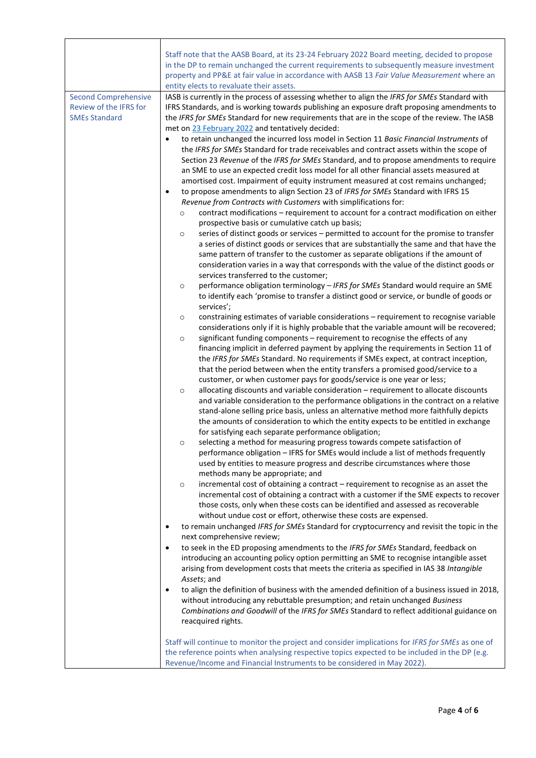| | |
|---|---|
| | Staff note that the AASB Board, at its 23-24 February 2022 Board meeting, decided to propose in the DP to remain unchanged the current requirements to subsequently measure investment property and PP&E at fair value in accordance with AASB 13 *Fair Value Measurement* where an entity elects to revaluate their assets. |
| Second Comprehensive Review of the IFRS for SMEs Standard | IASB is currently in the process of assessing whether to align the *IFRS for SMEs* Standard with IFRS Standards, and is working towards publishing an exposure draft proposing amendments to the *IFRS for SMEs* Standard for new requirements that are in the scope of the review. The IASB met on 23 February 2022 and tentatively decided:<br>• to retain unchanged the incurred loss model in Section 11 *Basic Financial Instruments* of the *IFRS for SMEs* Standard for trade receivables and contract assets within the scope of Section 23 *Revenue* of the *IFRS for SMEs* Standard, and to propose amendments to require an SME to use an expected credit loss model for all other financial assets measured at amortised cost. Impairment of equity instrument measured at cost remains unchanged;<br>• to propose amendments to align Section 23 of *IFRS for SMEs* Standard with IFRS 15 *Revenue from Contracts with Customers* with simplifications for:<br>  ○ contract modifications – requirement to account for a contract modification on either prospective basis or cumulative catch up basis;<br>  ○ series of distinct goods or services – permitted to account for the promise to transfer a series of distinct goods or services that are substantially the same and that have the same pattern of transfer to the customer as separate obligations if the amount of consideration varies in a way that corresponds with the value of the distinct goods or services transferred to the customer;<br>  ○ performance obligation terminology – *IFRS for SMEs* Standard would require an SME to identify each 'promise to transfer a distinct good or service, or bundle of goods or services';<br>  ○ constraining estimates of variable considerations – requirement to recognise variable considerations only if it is highly probable that the variable amount will be recovered;<br>  ○ significant funding components – requirement to recognise the effects of any financing implicit in deferred payment by applying the requirements in Section 11 of the *IFRS for SMEs* Standard. No requirements if SMEs expect, at contract inception, that the period between when the entity transfers a promised good/service to a customer, or when customer pays for goods/service is one year or less;<br>  ○ allocating discounts and variable consideration – requirement to allocate discounts and variable consideration to the performance obligations in the contract on a relative stand-alone selling price basis, unless an alternative method more faithfully depicts the amounts of consideration to which the entity expects to be entitled in exchange for satisfying each separate performance obligation;<br>  ○ selecting a method for measuring progress towards compete satisfaction of performance obligation – IFRS for SMEs would include a list of methods frequently used by entities to measure progress and describe circumstances where those methods many be appropriate; and<br>  ○ incremental cost of obtaining a contract – requirement to recognise as an asset the incremental cost of obtaining a contract with a customer if the SME expects to recover those costs, only when these costs can be identified and assessed as recoverable without undue cost or effort, otherwise these costs are expensed.<br>• to remain unchanged *IFRS for SMEs* Standard for cryptocurrency and revisit the topic in the next comprehensive review;<br>• to seek in the ED proposing amendments to the *IFRS for SMEs* Standard, feedback on introducing an accounting policy option permitting an SME to recognise intangible asset arising from development costs that meets the criteria as specified in IAS 38 *Intangible Assets*; and<br>• to align the definition of business with the amended definition of a business issued in 2018, without introducing any rebuttable presumption; and retain unchanged *Business Combinations and Goodwill* of the *IFRS for SMEs* Standard to reflect additional guidance on reacquired rights.<br><br>Staff will continue to monitor the project and consider implications for *IFRS for SMEs* as one of the reference points when analysing respective topics expected to be included in the DP (e.g. Revenue/Income and Financial Instruments to be considered in May 2022). |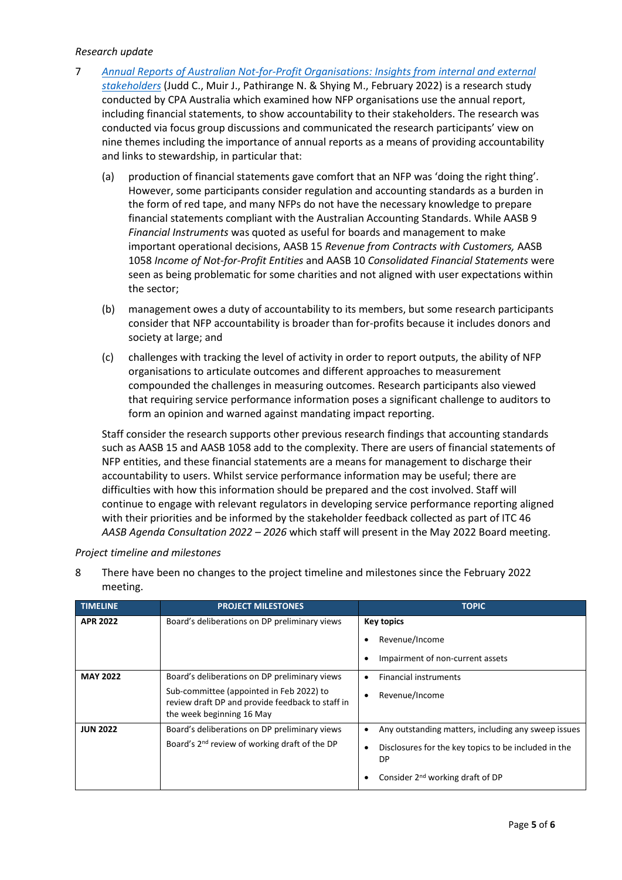*Research update*

7 [*Annual Reports of Australian Not-for-Profit Organisations: Insights from internal and external stakeholders*](#) (Judd C., Muir J., Pathirange N. & Shying M., February 2022) is a research study conducted by CPA Australia which examined how NFP organisations use the annual report, including financial statements, to show accountability to their stakeholders. The research was conducted via focus group discussions and communicated the research participants' view on nine themes including the importance of annual reports as a means of providing accountability and links to stewardship, in particular that:

   (a) production of financial statements gave comfort that an NFP was 'doing the right thing'. However, some participants consider regulation and accounting standards as a burden in the form of red tape, and many NFPs do not have the necessary knowledge to prepare financial statements compliant with the Australian Accounting Standards. While AASB 9 *Financial Instruments* was quoted as useful for boards and management to make important operational decisions, AASB 15 *Revenue from Contracts with Customers,* AASB 1058 *Income of Not-for-Profit Entities* and AASB 10 *Consolidated Financial Statements* were seen as being problematic for some charities and not aligned with user expectations within the sector;

   (b) management owes a duty of accountability to its members, but some research participants consider that NFP accountability is broader than for-profits because it includes donors and society at large; and

   (c) challenges with tracking the level of activity in order to report outputs, the ability of NFP organisations to articulate outcomes and different approaches to measurement compounded the challenges in measuring outcomes. Research participants also viewed that requiring service performance information poses a significant challenge to auditors to form an opinion and warned against mandating impact reporting.

   Staff consider the research supports other previous research findings that accounting standards such as AASB 15 and AASB 1058 add to the complexity. There are users of financial statements of NFP entities, and these financial statements are a means for management to discharge their accountability to users. Whilst service performance information may be useful; there are difficulties with how this information should be prepared and the cost involved. Staff will continue to engage with relevant regulators in developing service performance reporting aligned with their priorities and be informed by the stakeholder feedback collected as part of ITC 46 *AASB Agenda Consultation 2022 – 2026* which staff will present in the May 2022 Board meeting.

*Project timeline and milestones*

8 There have been no changes to the project timeline and milestones since the February 2022 meeting.

| TIMELINE | PROJECT MILESTONES | TOPIC |
|---|---|---|
| **APR 2022** | Board's deliberations on DP preliminary views | **Key topics**<br>• Revenue/Income<br>• Impairment of non-current assets |
| **MAY 2022** | Board's deliberations on DP preliminary views<br>Sub-committee (appointed in Feb 2022) to review draft DP and provide feedback to staff in the week beginning 16 May | • Financial instruments<br>• Revenue/Income |
| **JUN 2022** | Board's deliberations on DP preliminary views<br>Board's 2nd review of working draft of the DP | • Any outstanding matters, including any sweep issues<br>• Disclosures for the key topics to be included in the DP<br>• Consider 2nd working draft of DP |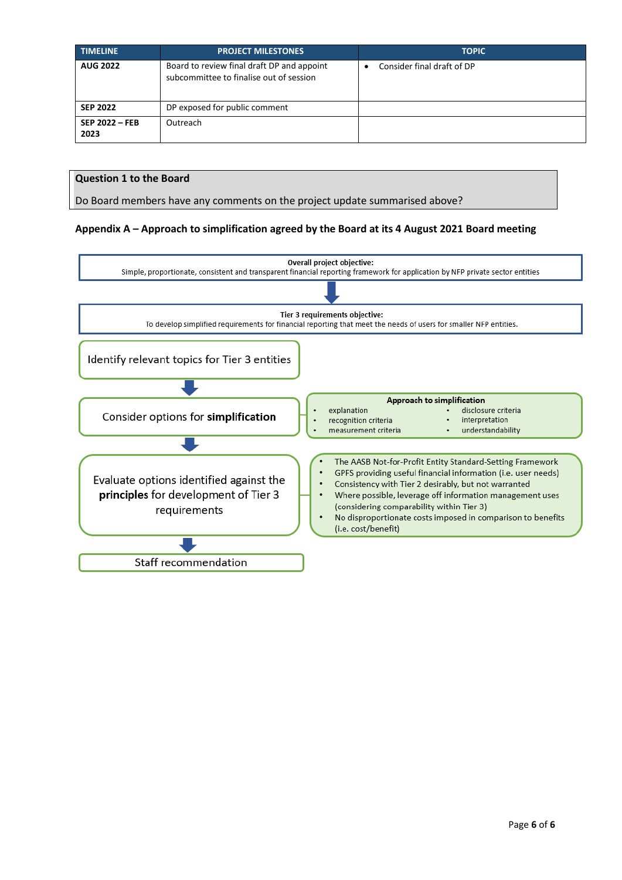| TIMELINE | PROJECT MILESTONES | TOPIC |
|---|---|---|
| **AUG 2022** | Board to review final draft DP and appoint subcommittee to finalise out of session | • Consider final draft of DP |
| **SEP 2022** | DP exposed for public comment | |
| **SEP 2022 – FEB 2023** | Outreach | |

**Question 1 to the Board**

Do Board members have any comments on the project update summarised above?

**Appendix A – Approach to simplification agreed by the Board at its 4 August 2021 Board meeting**

**Overall project objective:**
Simple, proportionate, consistent and transparent financial reporting framework for application by NFP private sector entities

**Tier 3 requirements objective:**
To develop simplified requirements for financial reporting that meet the needs of users for smaller NFP entities.

Identify relevant topics for Tier 3 entities

Consider options for **simplification**

**Approach to simplification**

- explanation
- recognition criteria
- measurement criteria
- disclosure criteria
- interpretation
- understandability

Evaluate options identified against the **principles** for development of Tier 3 requirements

- The AASB Not-for-Profit Entity Standard-Setting Framework
- GPFS providing useful financial information (i.e. user needs)
- Consistency with Tier 2 desirably, but not warranted
- Where possible, leverage off information management uses (considering comparability within Tier 3)
- No disproportionate costs imposed in comparison to benefits (i.e. cost/benefit)

Staff recommendation